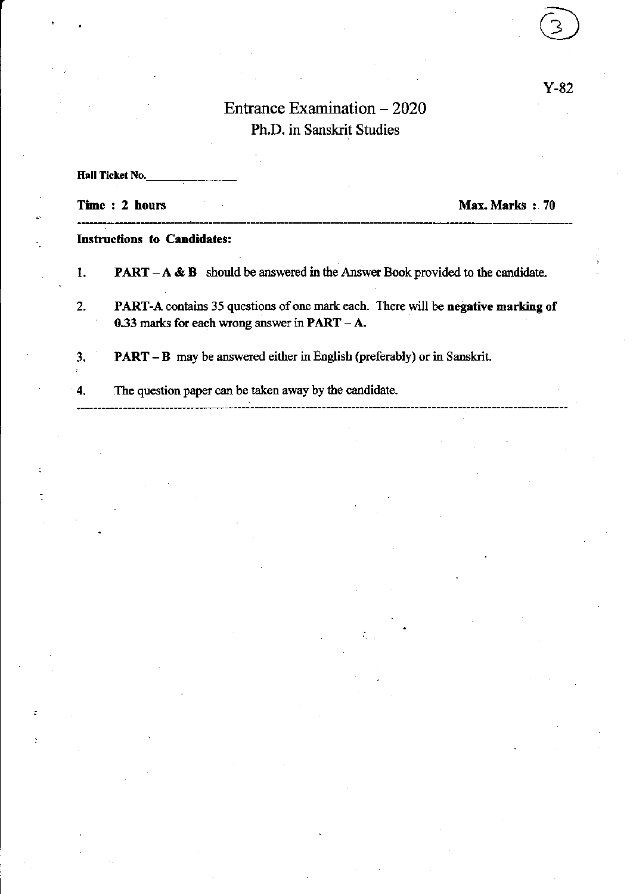Y-82

# Entrance Examination – 2020

## Ph.D. in Sanskrit Studies

**Hall Ticket No.**_______________

**Time : 2 hours** **Max. Marks : 70**

---

**Instructions to Candidates:**

1. **PART – A & B** should be answered in the Answer Book provided to the candidate.
2. **PART-A** contains 35 questions of one mark each. There will be **negative marking of 0.33** marks for each wrong answer in **PART – A.**
3. **PART – B** may be answered either in English (preferably) or in Sanskrit.
4. The question paper can be taken away by the candidate.

---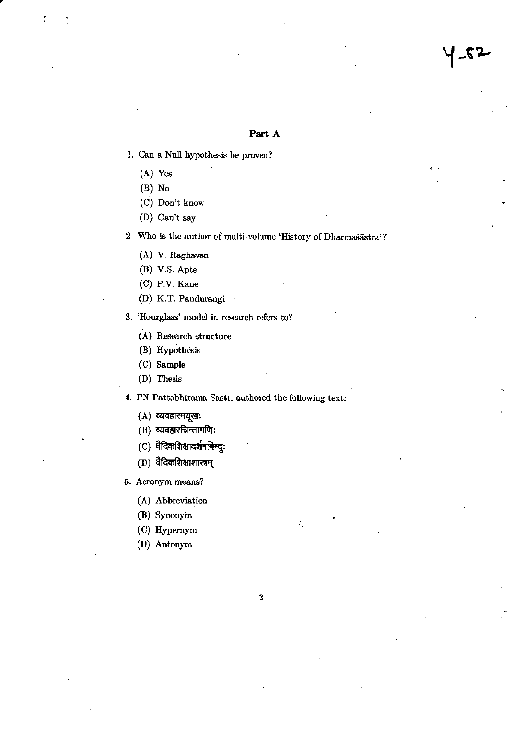## Part A

1. Can a Null hypothesis be proven?

   (A) Yes

   (B) No

   (C) Don't know

   (D) Can't say

2. Who is the author of multi-volume 'History of Dharmaśāstra'?

   (A) V. Raghavan

   (B) V.S. Apte

   (C) P.V. Kane

   (D) K.T. Pandurangi

3. 'Hourglass' model in research refers to?

   (A) Research structure

   (B) Hypothesis

   (C) Sample

   (D) Thesis

4. PN Pattabhirama Sastri authored the following text:

   (A) व्यवहारमयूखः

   (B) व्यवहारचिन्तामणिः

   (C) वैदिकशिक्षादर्शनबिन्दुः

   (D) वैदिकशिक्षाशास्त्रम्

5. Acronym means?

   (A) Abbreviation

   (B) Synonym

   (C) Hypernym

   (D) Antonym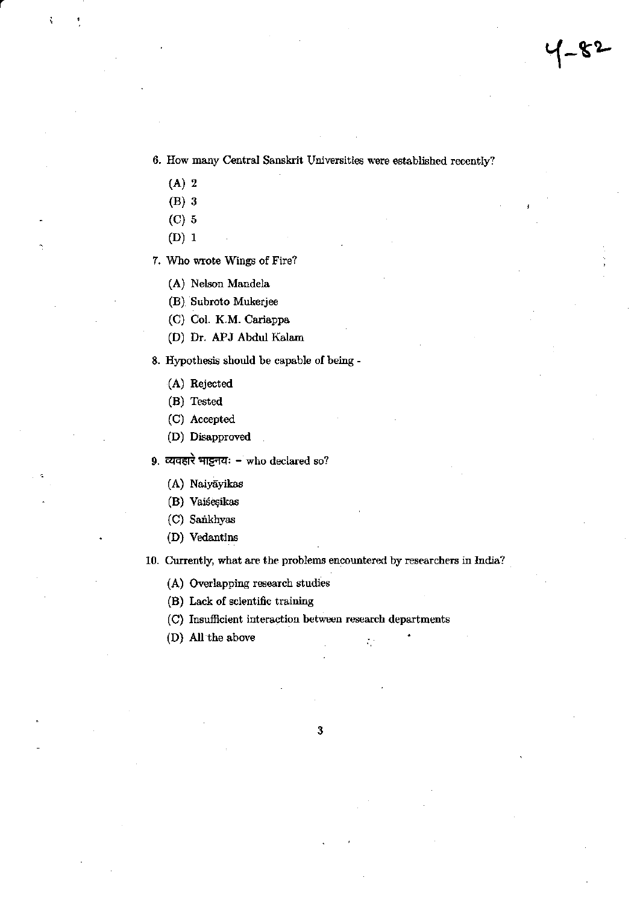6. How many Central Sanskrit Universities were established recently?

   (A) 2

   (B) 3

   (C) 5

   (D) 1

7. Who wrote Wings of Fire?

   (A) Nelson Mandela

   (B) Subroto Mukerjee

   (C) Col. K.M. Cariappa

   (D) Dr. APJ Abdul Kalam

8. Hypothesis should be capable of being -

   (A) Rejected

   (B) Tested

   (C) Accepted

   (D) Disapproved

9. व्यवहारे भाट्टनयः – who declared so?

   (A) Naiyāyikas

   (B) Vaiśeṣikas

   (C) Saṅkhyas

   (D) Vedantins

10. Currently, what are the problems encountered by researchers in India?

    (A) Overlapping research studies

    (B) Lack of scientific training

    (C) Insufficient interaction between research departments

    (D) All the above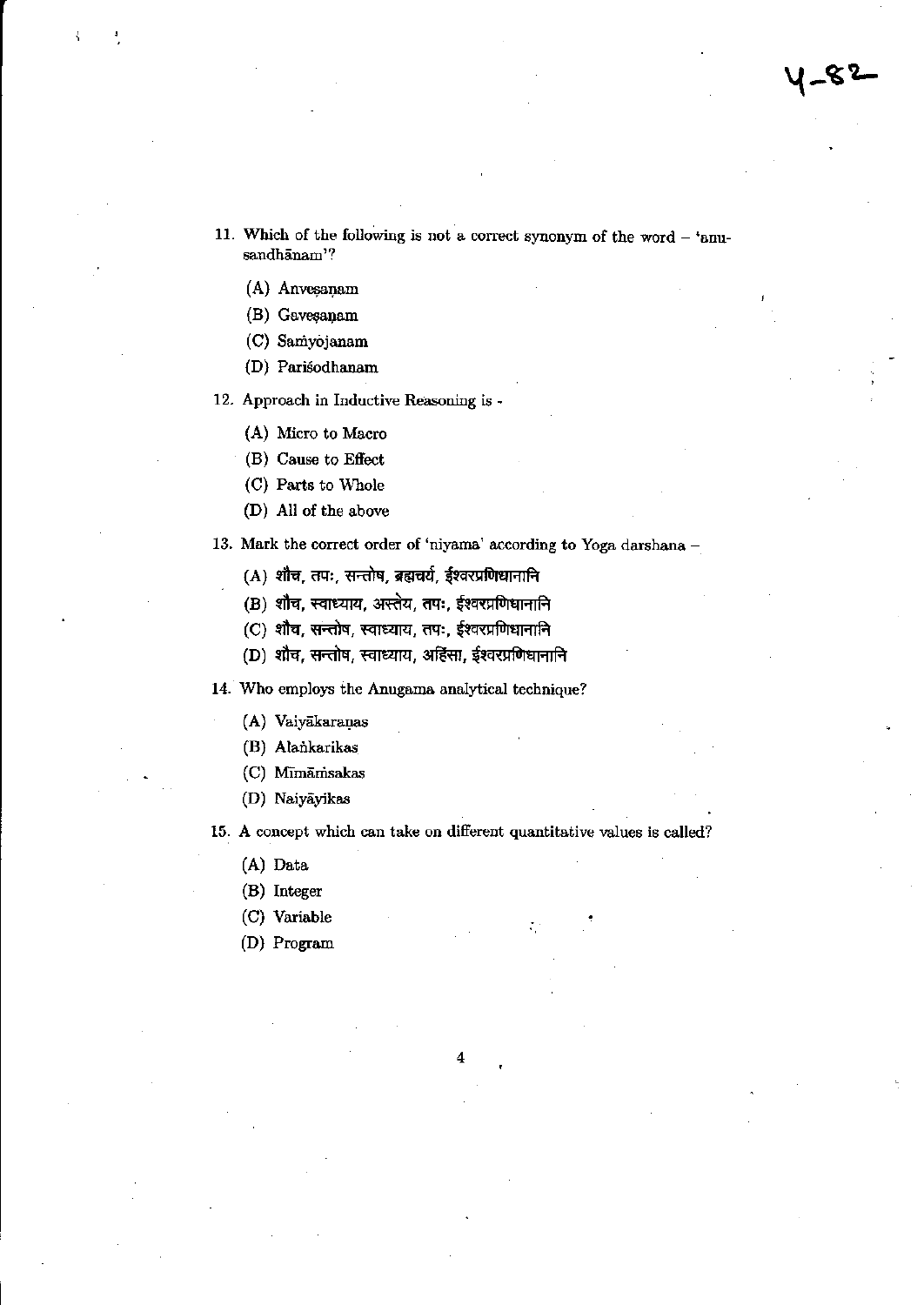11. Which of the following is not a correct synonym of the word – 'anusandhānam'?

    (A) Anveṣaṇam

    (B) Gaveṣaṇam

    (C) Saṁyojanam

    (D) Pariśodhanam

12. Approach in Inductive Reasoning is -

    (A) Micro to Macro

    (B) Cause to Effect

    (C) Parts to Whole

    (D) All of the above

13. Mark the correct order of 'niyama' according to Yoga darshana –

    (A) शौच, तपः, सन्तोष, ब्रह्मचर्य, ईश्वरप्रणिधानानि

    (B) शौच, स्वाध्याय, अस्तेय, तपः, ईश्वरप्रणिधानानि

    (C) शौच, सन्तोष, स्वाध्याय, तपः, ईश्वरप्रणिधानानि

    (D) शौच, सन्तोष, स्वाध्याय, अहिंसा, ईश्वरप्रणिधानानि

14. Who employs the Anugama analytical technique?

    (A) Vaiyākaraṇas

    (B) Alaṅkarikas

    (C) Mīmāṁsakas

    (D) Naiyāyikas

15. A concept which can take on different quantitative values is called?

    (A) Data

    (B) Integer

    (C) Variable

    (D) Program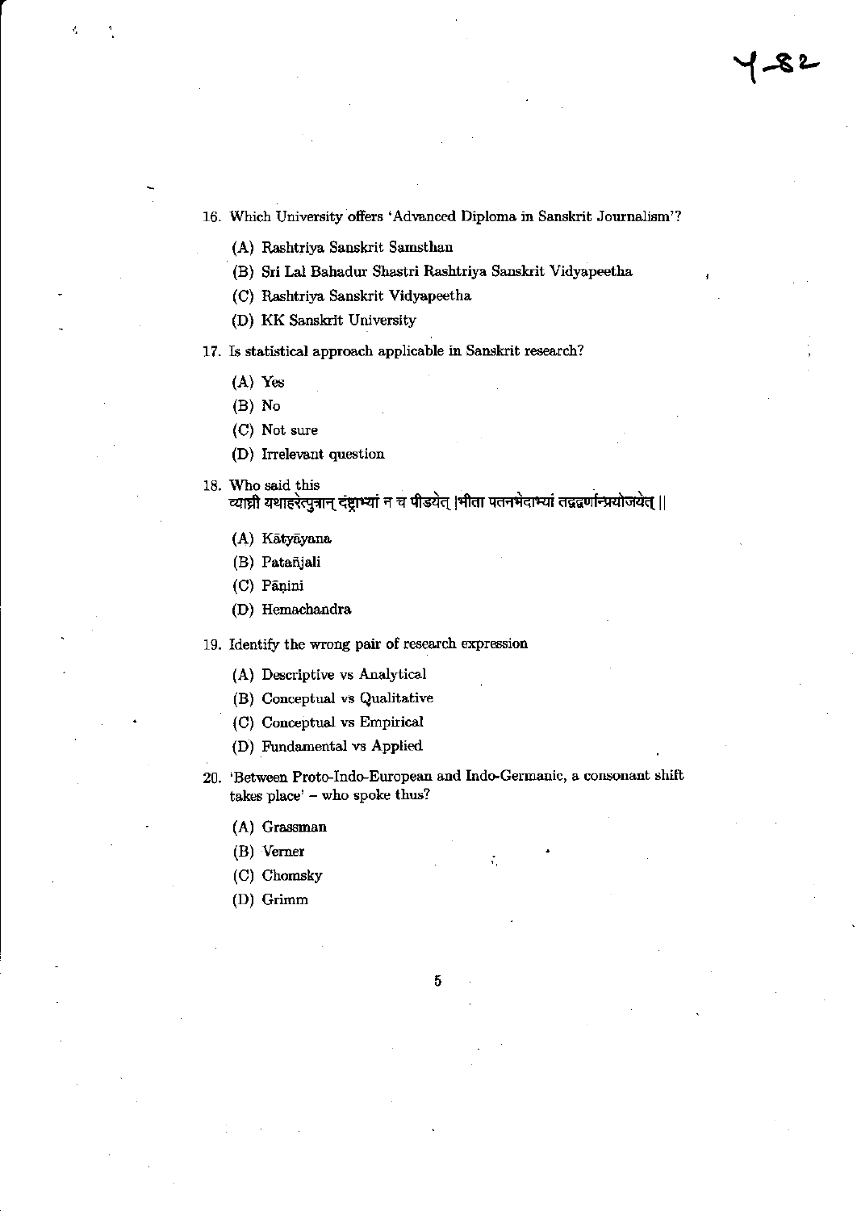16. Which University offers 'Advanced Diploma in Sanskrit Journalism'?

    (A) Rashtriya Sanskrit Samsthan

    (B) Sri Lal Bahadur Shastri Rashtriya Sanskrit Vidyapeetha

    (C) Rashtriya Sanskrit Vidyapeetha

    (D) KK Sanskrit University

17. Is statistical approach applicable in Sanskrit research?

    (A) Yes

    (B) No

    (C) Not sure

    (D) Irrelevant question

18. Who said this
    व्याघ्री यथाहरेत्पुत्रान् दंष्ट्राभ्यां न च पीडयेत् ।भीता पतनभेदाभ्यां तद्वद्वर्णान्प्रयोजयेत् ॥

    (A) Kātyāyana

    (B) Patañjali

    (C) Pāṇini

    (D) Hemachandra

19. Identify the wrong pair of research expression

    (A) Descriptive vs Analytical

    (B) Conceptual vs Qualitative

    (C) Conceptual vs Empirical

    (D) Fundamental vs Applied

20. 'Between Proto-Indo-European and Indo-Germanic, a consonant shift takes place' – who spoke thus?

    (A) Grassman

    (B) Verner

    (C) Chomsky

    (D) Grimm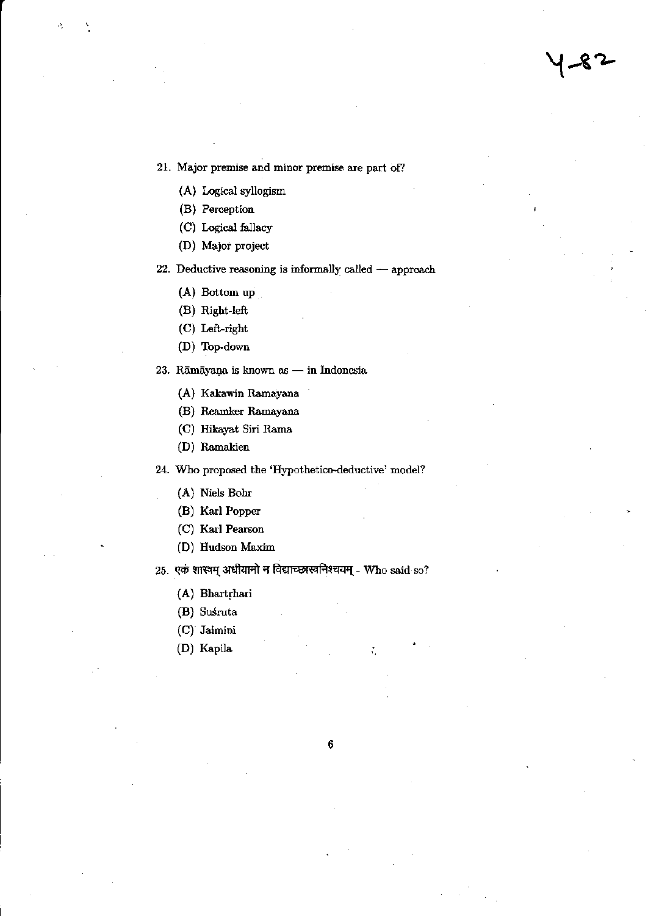21. Major premise and minor premise are part of?

    (A) Logical syllogism

    (B) Perception

    (C) Logical fallacy

    (D) Major project

22. Deductive reasoning is informally called — approach

    (A) Bottom up

    (B) Right-left

    (C) Left-right

    (D) Top-down

23. Rāmāyaṇa is known as — in Indonesia

    (A) Kakawin Ramayana

    (B) Reamker Ramayana

    (C) Hikayat Siri Rama

    (D) Ramakien

24. Who proposed the 'Hypothetico-deductive' model?

    (A) Niels Bohr

    (B) Karl Popper

    (C) Karl Pearson

    (D) Hudson Maxim

25. एकं शास्त्रम् अधीयानो न विद्याच्छास्त्रनिश्चयम् - Who said so?

    (A) Bhartṛhari

    (B) Suśruta

    (C) Jaimini

    (D) Kapila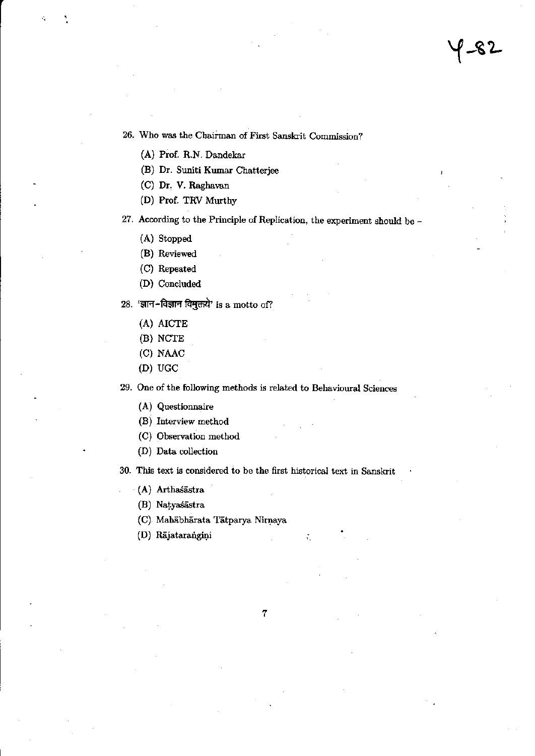26. Who was the Chairman of First Sanskrit Commission?

   (A) Prof. R.N. Dandekar
   (B) Dr. Suniti Kumar Chatterjee
   (C) Dr. V. Raghavan
   (D) Prof. TRV Murthy

27. According to the Principle of Replication, the experiment should be –

   (A) Stopped
   (B) Reviewed
   (C) Repeated
   (D) Concluded

28. 'ज्ञान-विज्ञान विमुक्तये' is a motto of?

   (A) AICTE
   (B) NCTE
   (C) NAAC
   (D) UGC

29. One of the following methods is related to Behavioural Sciences

   (A) Questionnaire
   (B) Interview method
   (C) Observation method
   (D) Data collection

30. This text is considered to be the first historical text in Sanskrit

   (A) Arthaśāstra
   (B) Naṭyaśāstra
   (C) Mahābhārata Tātparya Nirṇaya
   (D) Rājataraṅgiṇi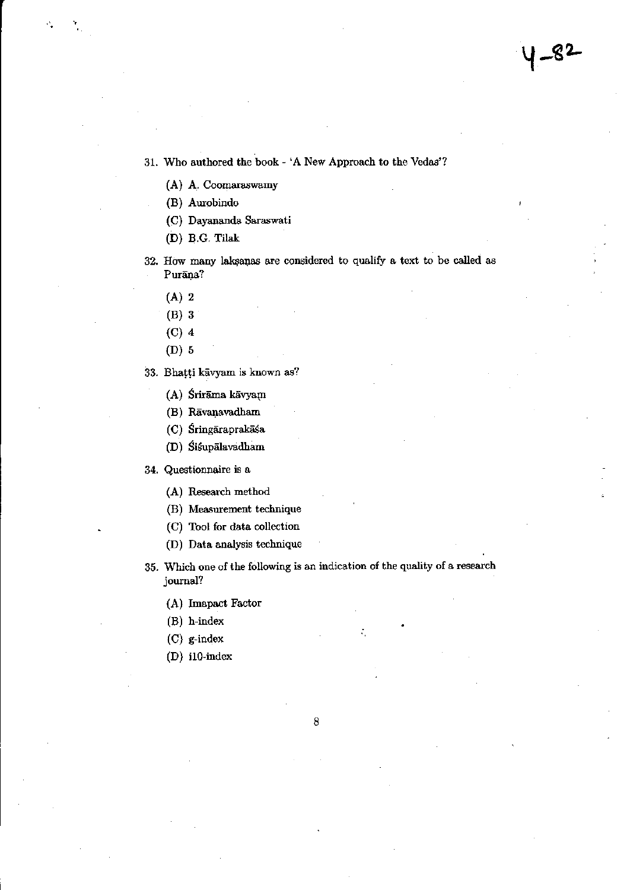31. Who authored the book - 'A New Approach to the Vedas'?

    (A) A. Coomaraswamy

    (B) Aurobindo

    (C) Dayananda Saraswati

    (D) B.G. Tilak

32. How many lakṣaṇas are considered to qualify a text to be called as Purāṇa?

    (A) 2

    (B) 3

    (C) 4

    (D) 5

33. Bhaṭṭi kāvyam is known as?

    (A) Śrirāma kāvyaṃ

    (B) Rāvaṇavadham

    (C) Śringāraprakāśa

    (D) Śiśupālavadham

34. Questionnaire is a

    (A) Research method

    (B) Measurement technique

    (C) Tool for data collection

    (D) Data analysis technique

35. Which one of the following is an indication of the quality of a research journal?

    (A) Imapact Factor

    (B) h-index

    (C) g-index

    (D) i10-index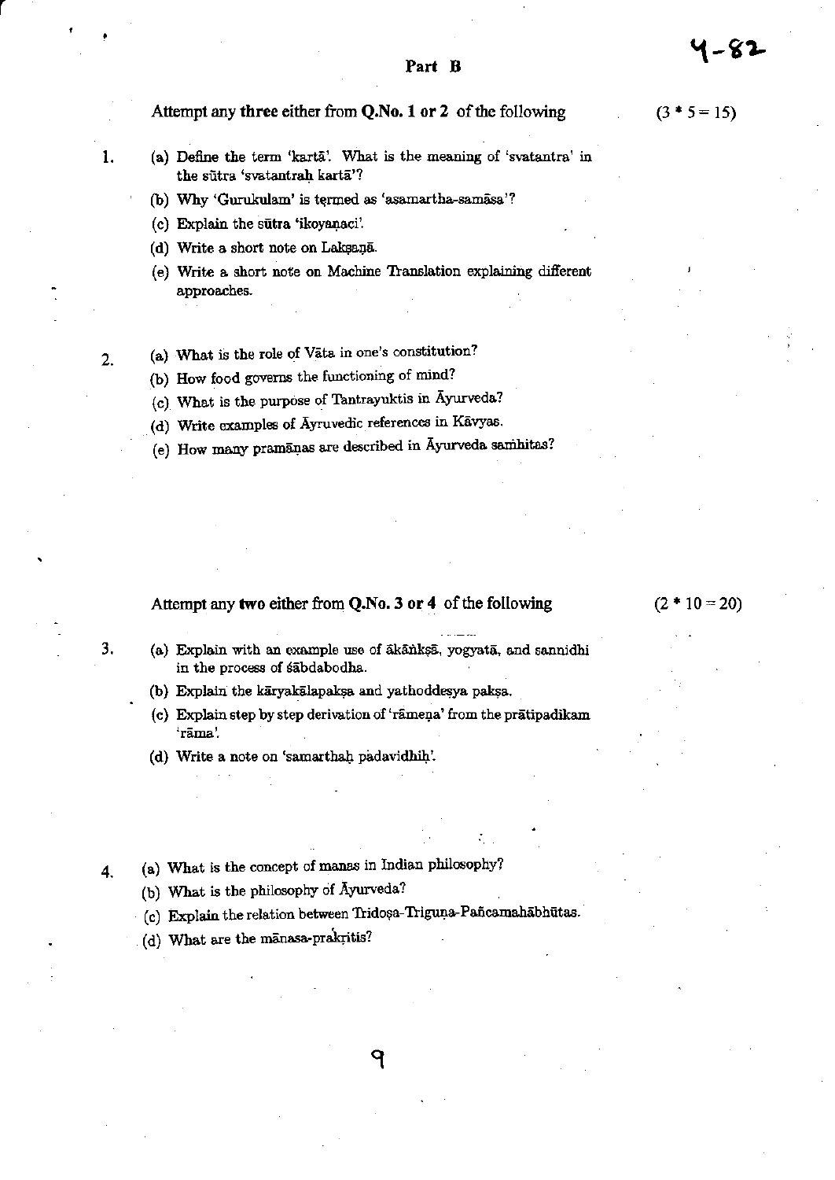## Part B

Attempt any **three** either from **Q.No. 1 or 2** of the following (3 * 5 = 15)

1. (a) Define the term 'kartā'. What is the meaning of 'svatantra' in the sūtra 'svatantraḥ kartā'?
   (b) Why 'Gurukulam' is termed as 'asamartha-samāsa'?
   (c) Explain the sūtra 'ikoyaṇaci'.
   (d) Write a short note on Lakṣaṇā.
   (e) Write a short note on Machine Translation explaining different approaches.

2. (a) What is the role of Vāta in one's constitution?
   (b) How food governs the functioning of mind?
   (c) What is the purpose of Tantrayuktis in Āyurveda?
   (d) Write examples of Āyruvedic references in Kāvyas.
   (e) How many pramāṇas are described in Āyurveda saṁhitas?

Attempt any **two** either from **Q.No. 3 or 4** of the following (2 * 10 = 20)

3. (a) Explain with an example use of ākāṅkṣā, yogyatā, and sannidhi in the process of śābdabodha.
   (b) Explain the kāryakālapakṣa and yathoddeṣya pakṣa.
   (c) Explain step by step derivation of 'rāmeṇa' from the prātipadikam 'rāma'.
   (d) Write a note on 'samarthaḥ padavidhiḥ'.

4. (a) What is the concept of manas in Indian philosophy?
   (b) What is the philosophy of Āyurveda?
   (c) Explain the relation between Tridoṣa-Triguṇa-Pañcamahābhūtas.
   (d) What are the mānasa-prakṛitis?